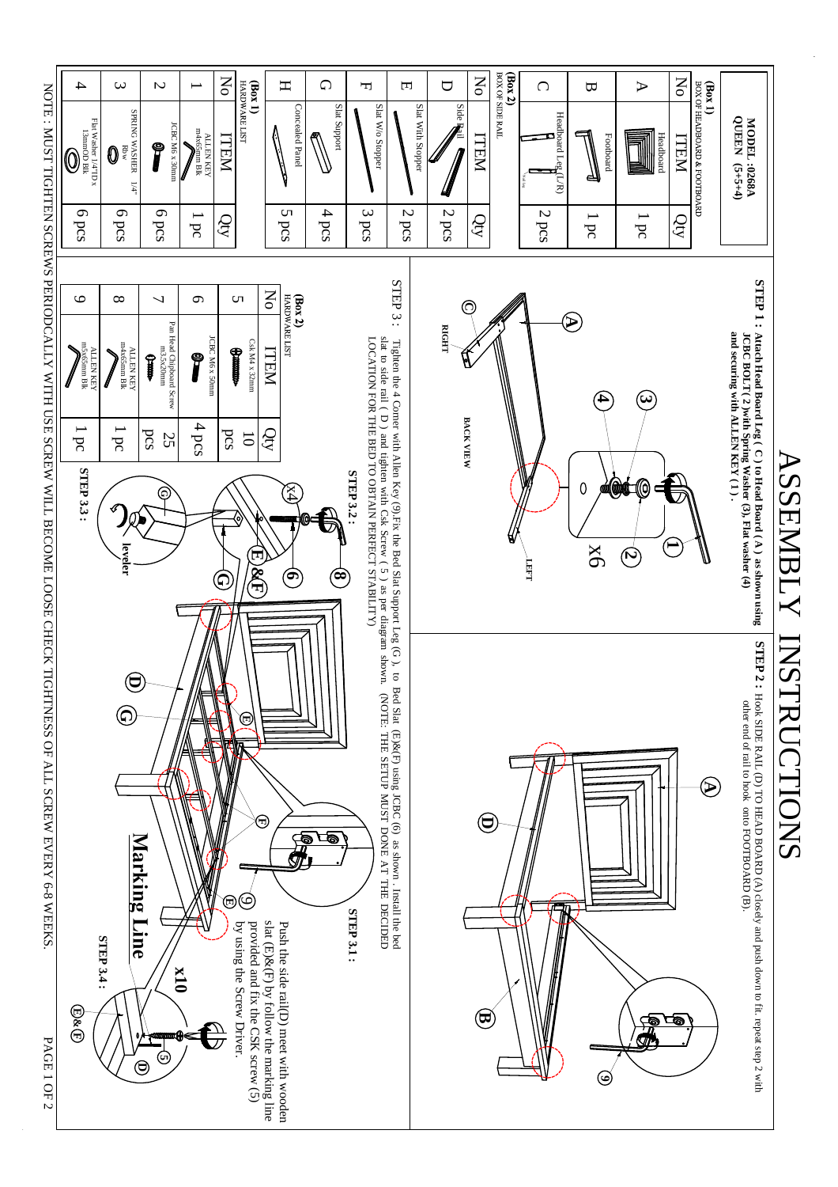# ASSEMBLY INSTRUCTIONS

**MODEL :0268A**
**QUEEN (5+5+4)**

**(Box 1)**
BOX OF HEADBOARD & FOOTBOARD

| No | ITEM | Qty |
|---|---|---|
| A | Headboard | 1 pc |
| B | Footboard | 1 pc |
| C | Headboard Leg (L/R) | 2 pcs |

**(Box 2)**
BOX OF SIDE RAIL

| No | ITEM | Qty |
|---|---|---|
| D | Side Rail | 2 pcs |
| E | Slat With Stopper | 2 pcs |
| F | Slat W/o Stopper | 3 pcs |
| G | Slat Support | 4 pcs |
| H | Concealed Panel | 5 pcs |

**(Box 1)**
HARDWARE LIST

| No | ITEM | Qty |
|---|---|---|
| 1 | ALLEN KEY m4x65mm Blk | 1 pc |
| 2 | JCBC M6 x 30mm | 6 pcs |
| 3 | SPRING WASHER 1/4" Blw | 6 pcs |
| 4 | Flat Washer 1/4"ID x 13mmOD Blk | 6 pcs |

**(Box 2)**
HARDWARE LIST

| No | ITEM | Qty |
|---|---|---|
| 5 | Csk M4 x 32mm | 10 pcs |
| 6 | JCBC M6 x 50mm | 4 pcs |
| 7 | Pan Head Chipboard Screw m3.5x20mm | 25 pcs |
| 8 | ALLEN KEY m4x65mm Blk | 1 pc |
| 9 | ALLEN KEY m5x65mm Blk | 1 pc |

**STEP 1 : Attach Head Board Leg ( C ) to Head Board ( A ) as shown using JCBC BOLT ( 2 ) with Spring Washer (3), Flat washer (4) and securing with ALLEN KEY ( 1 ) .**

**STEP 2 :** Hook SIDE RAIL (D) TO HEAD BOARD (A) closely and push down to fit. repeat step 2 with other end of rail to hook onto FOOTBOARD (B).

STEP 3 : Tighten the 4 Corner with Allen Key (9).Fix the Bed Slat Support Leg (G ), to Bed Slat (E)&(F) using JCBC (6) as shown . Install the bed slat to side rail ( D ) and tighten with Csk Screw ( 5 ) as per diagram shown. (NOTE: THE SETUP MUST DONE AT THE DECIDED LOCATION FOR THE BED TO OBTAIN PERFECT STABILITY)

**STEP 3.1 :** Push the side rail(D) meet with wooden slat (E)&(F) by follow the marking line provided and fix the CSK screw (5) by using the Screw Driver.

**STEP 3.2 :**

**STEP 3.3 :**

**STEP 3.4 :**

NOTE : MUST TIGHTEN SCREWS PERIODCALLY WITH USE SCREW WILL BECOME LOOSE CHECK TIGHTNESS OF ALL SCREW EVERY 6-8 WEEKS.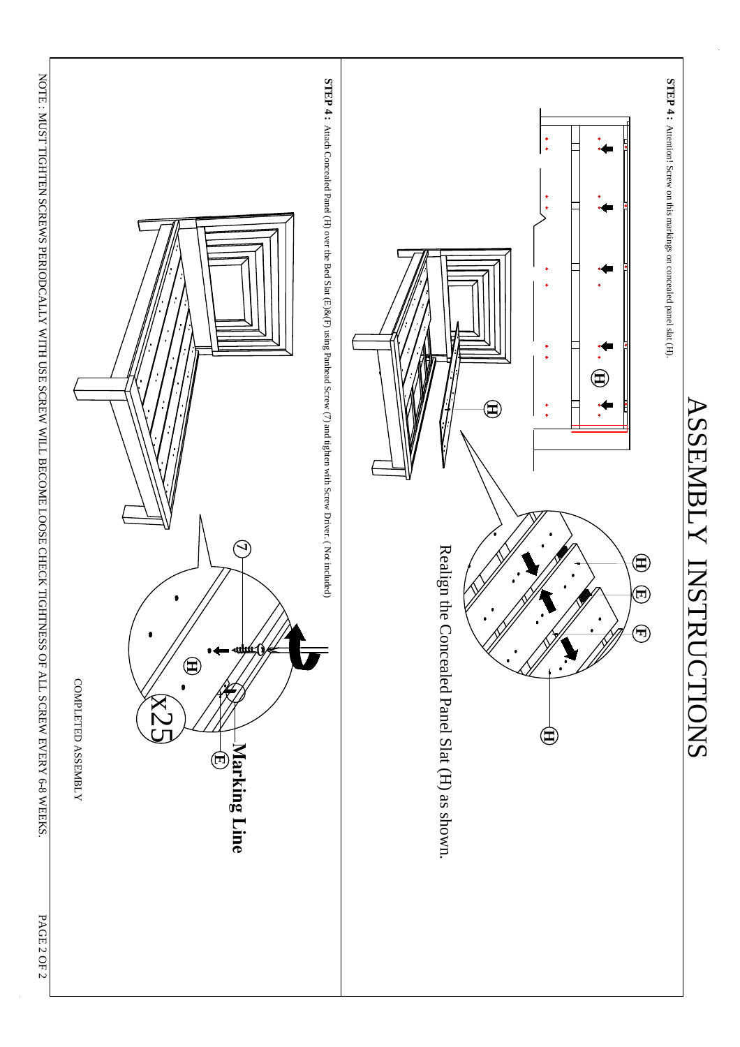# ASSEMBLY INSTRUCTIONS

**STEP 4 :** Attention! Screw on this markings on concealed panel slat (H).

H

H

H E F

H

Realign the Concealed Panel Slat (H) as shown.

**STEP 4 :** Attach Concealed Panel (H) over the Bed Slat (E)&(F) using Panhead Screw (7) and tighten with Screw Driver. ( Not included)

7

H

X25

E

**Marking Line**

COMPLETED ASSEMBLY

NOTE : MUST TIGHTEN SCREWS PERIODCALLY WITH USE SCREW WILL BECOME LOOSE CHECK TIGHTNESS OF ALL SCREW EVERY 6-8 WEEKS.